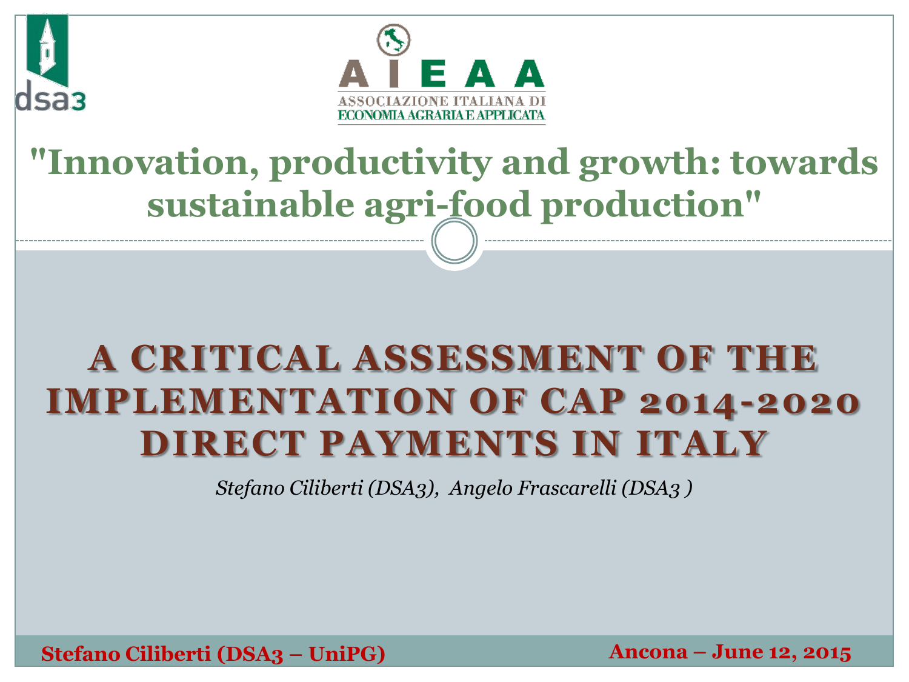ASSOCIAZIONE ITALIANA DI ECONOMIA AGRARIA E APPLICATA

## "Innovation, productivity and growth: towards sustainable agri-food production"

# A CRITICAL ASSESSMENT OF THE IMPLEMENTATION OF CAP 2014-2020 DIRECT PAYMENTS IN ITALY

*Stefano Ciliberti (DSA3), Angelo Frascarelli (DSA3 )*

**Stefano Ciliberti (DSA3 – UniPG)**

**Ancona – June 12, 2015**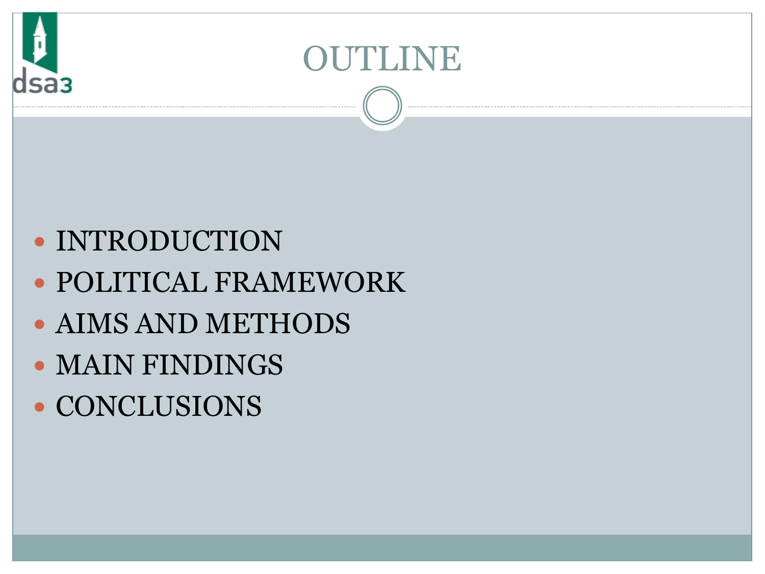# OUTLINE

- INTRODUCTION
- POLITICAL FRAMEWORK
- AIMS AND METHODS
- MAIN FINDINGS
- CONCLUSIONS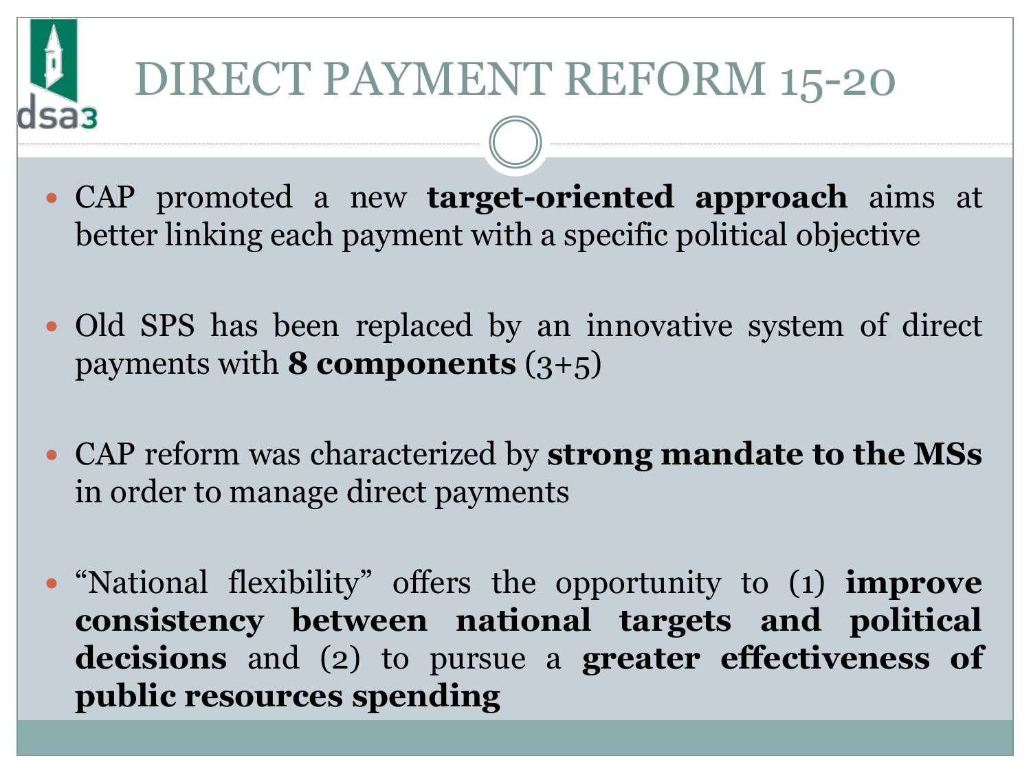# DIRECT PAYMENT REFORM 15-20

- CAP promoted a new **target-oriented approach** aims at better linking each payment with a specific political objective
- Old SPS has been replaced by an innovative system of direct payments with **8 components** (3+5)
- CAP reform was characterized by **strong mandate to the MSs** in order to manage direct payments
- "National flexibility" offers the opportunity to (1) **improve consistency between national targets and political decisions** and (2) to pursue a **greater effectiveness of public resources spending**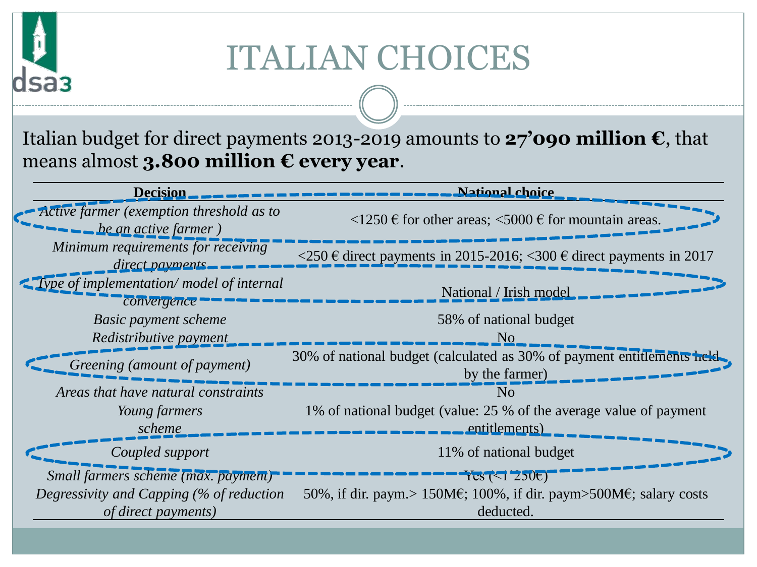# ITALIAN CHOICES

Italian budget for direct payments 2013-2019 amounts to **27'090 million €**, that means almost **3.800 million € every year**.

| Decision | National choice |
|---|---|
| *Active farmer (exemption threshold as to be an active farmer )* | <1250 € for other areas; <5000 € for mountain areas. |
| *Minimum requirements for receiving direct payments* | <250 € direct payments in 2015-2016; <300 € direct payments in 2017 |
| *Type of implementation/ model of internal convergence* | National / Irish model |
| *Basic payment scheme* | 58% of national budget |
| *Redistributive payment* | No |
| *Greening (amount of payment)* | 30% of national budget (calculated as 30% of payment entitlements held by the farmer) |
| *Areas that have natural constraints* | No |
| *Young farmers scheme* | 1% of national budget (value: 25 % of the average value of payment entitlements) |
| *Coupled support* | 11% of national budget |
| *Small farmers scheme (max. payment)* | Yes (<1'250€) |
| *Degressivity and Capping (% of reduction of direct payments)* | 50%, if dir. paym.> 150M€; 100%, if dir. paym>500M€; salary costs deducted. |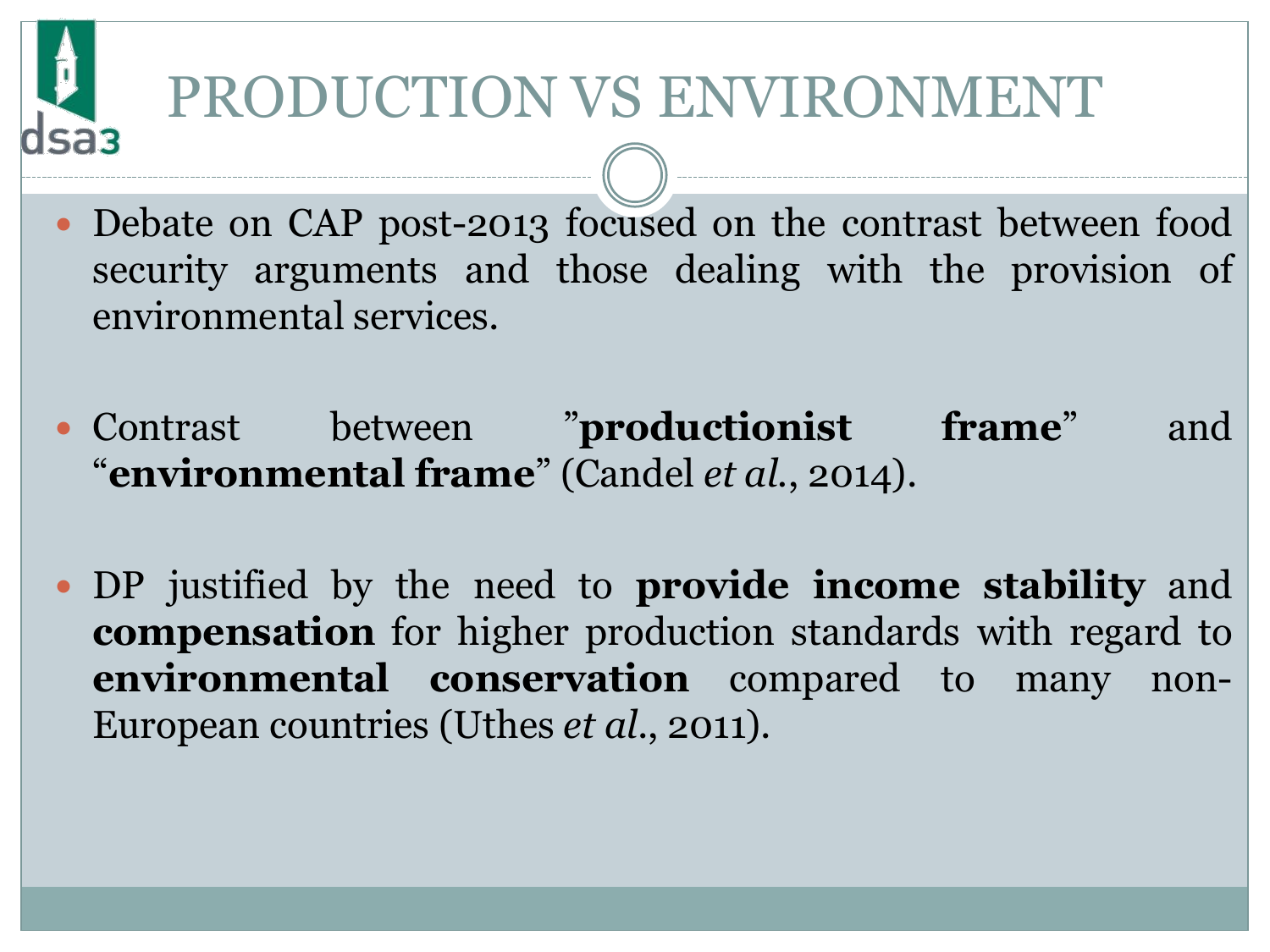# PRODUCTION VS ENVIRONMENT

- Debate on CAP post-2013 focused on the contrast between food security arguments and those dealing with the provision of environmental services.

- Contrast between ”**productionist frame**” and “**environmental frame**” (Candel *et al.*, 2014).

- DP justified by the need to **provide income stability** and **compensation** for higher production standards with regard to **environmental conservation** compared to many non-European countries (Uthes *et al.*, 2011).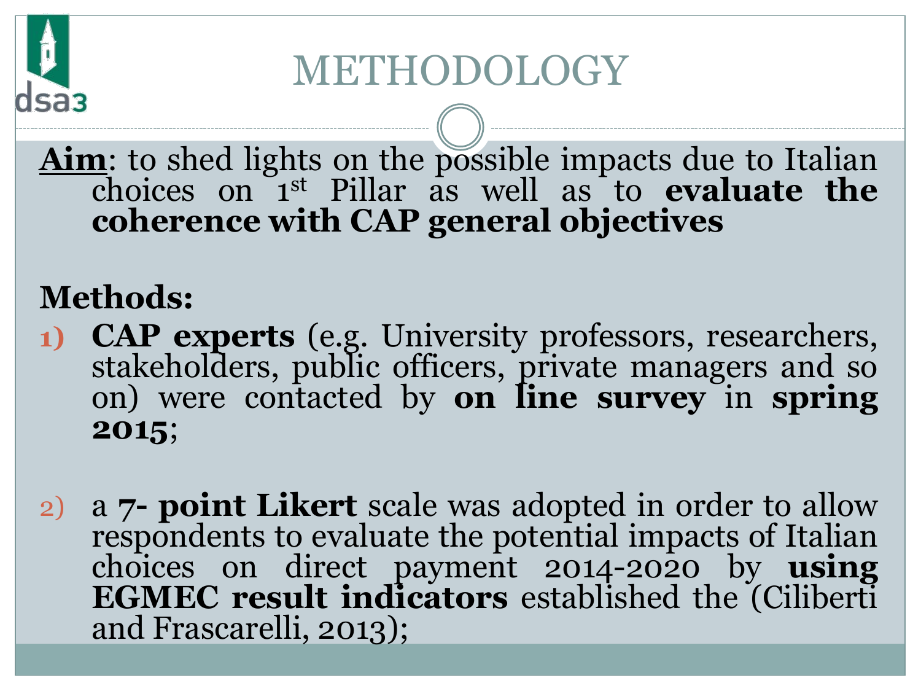# METHODOLOGY

**Aim**: to shed lights on the possible impacts due to Italian choices on 1st Pillar as well as to **evaluate the coherence with CAP general objectives**

**Methods:**

1) **CAP experts** (e.g. University professors, researchers, stakeholders, public officers, private managers and so on) were contacted by **on line survey** in **spring 2015**;

2) a **7- point Likert** scale was adopted in order to allow respondents to evaluate the potential impacts of Italian choices on direct payment 2014-2020 by **using EGMEC result indicators** established the (Ciliberti and Frascarelli, 2013);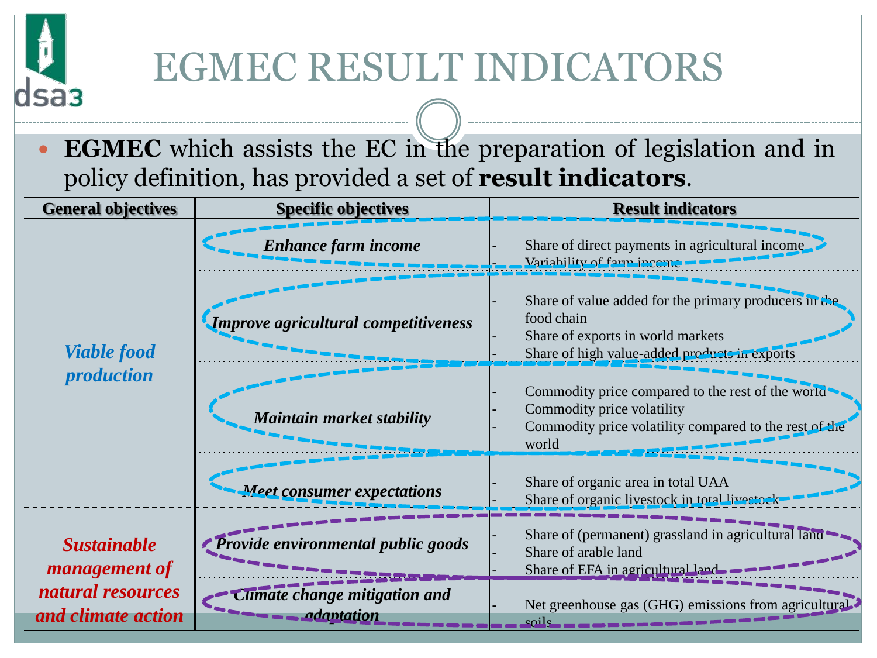# EGMEC RESULT INDICATORS

- **EGMEC** which assists the EC in the preparation of legislation and in policy definition, has provided a set of **result indicators**.

| General objectives | Specific objectives | Result indicators |
|---|---|---|
| *Viable food production* | *Enhance farm income* | - Share of direct payments in agricultural income<br>- Variability of farm income |
| | *Improve agricultural competitiveness* | - Share of value added for the primary producers in the food chain<br>- Share of exports in world markets<br>- Share of high value-added products in exports |
| | *Maintain market stability* | - Commodity price compared to the rest of the world<br>- Commodity price volatility<br>- Commodity price volatility compared to the rest of the world |
| | *Meet consumer expectations* | - Share of organic area in total UAA<br>- Share of organic livestock in total livestock |
| *Sustainable management of natural resources and climate action* | *Provide environmental public goods* | - Share of (permanent) grassland in agricultural land<br>- Share of arable land<br>- Share of EFA in agricultural land |
| | *Climate change mitigation and adaptation* | - Net greenhouse gas (GHG) emissions from agricultural soils |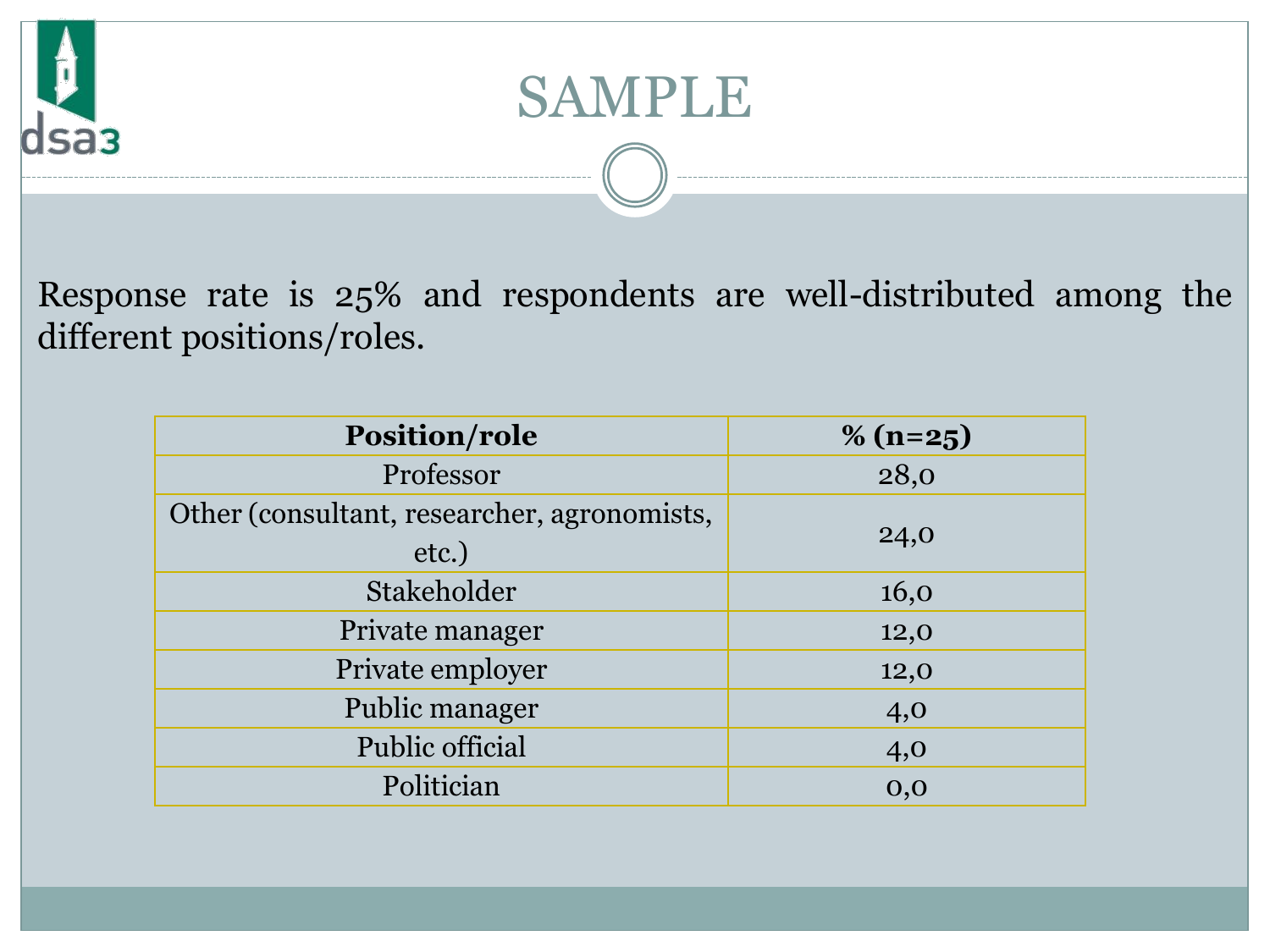# SAMPLE

Response rate is 25% and respondents are well-distributed among the different positions/roles.

| Position/role | % (n=25) |
|---|---|
| Professor | 28,0 |
| Other (consultant, researcher, agronomists, etc.) | 24,0 |
| Stakeholder | 16,0 |
| Private manager | 12,0 |
| Private employer | 12,0 |
| Public manager | 4,0 |
| Public official | 4,0 |
| Politician | 0,0 |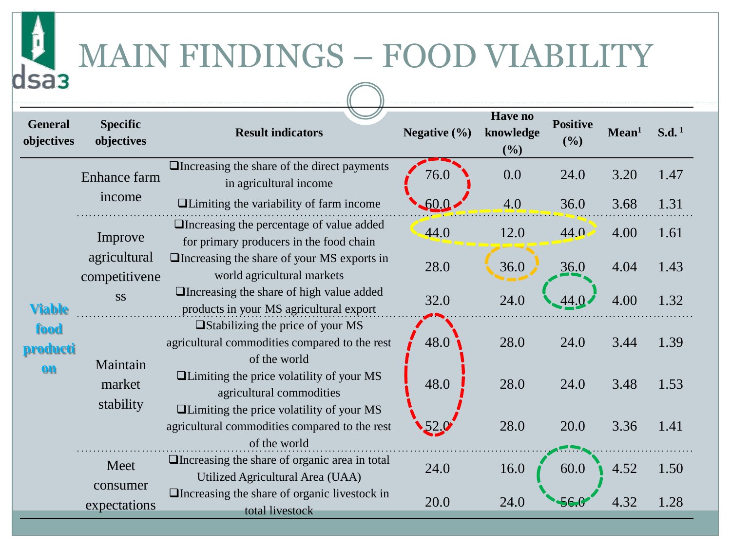# MAIN FINDINGS – FOOD VIABILITY

| General objectives | Specific objectives | Result indicators | Negative (%) | Have no knowledge (%) | Positive (%) | Mean[1] | S.d.[1] |
|---|---|---|---|---|---|---|---|
| Viable food production | Enhance farm income | ❑Increasing the share of the direct payments in agricultural income | 76.0 | 0.0 | 24.0 | 3.20 | 1.47 |
| | | ❑Limiting the variability of farm income | 60.0 | 4.0 | 36.0 | 3.68 | 1.31 |
| | Improve agricultural competitiveness | ❑Increasing the percentage of value added for primary producers in the food chain | 44.0 | 12.0 | 44.0 | 4.00 | 1.61 |
| | | ❑Increasing the share of your MS exports in world agricultural markets | 28.0 | 36.0 | 36.0 | 4.04 | 1.43 |
| | | ❑Increasing the share of high value added products in your MS agricultural export | 32.0 | 24.0 | 44.0 | 4.00 | 1.32 |
| | Maintain market stability | ❑Stabilizing the price of your MS agricultural commodities compared to the rest of the world | 48.0 | 28.0 | 24.0 | 3.44 | 1.39 |
| | | ❑Limiting the price volatility of your MS agricultural commodities | 48.0 | 28.0 | 24.0 | 3.48 | 1.53 |
| | | ❑Limiting the price volatility of your MS agricultural commodities compared to the rest of the world | 52.0 | 28.0 | 20.0 | 3.36 | 1.41 |
| | Meet consumer expectations | ❑Increasing the share of organic area in total Utilized Agricultural Area (UAA) | 24.0 | 16.0 | 60.0 | 4.52 | 1.50 |
| | | ❑Increasing the share of organic livestock in total livestock | 20.0 | 24.0 | 56.0 | 4.32 | 1.28 |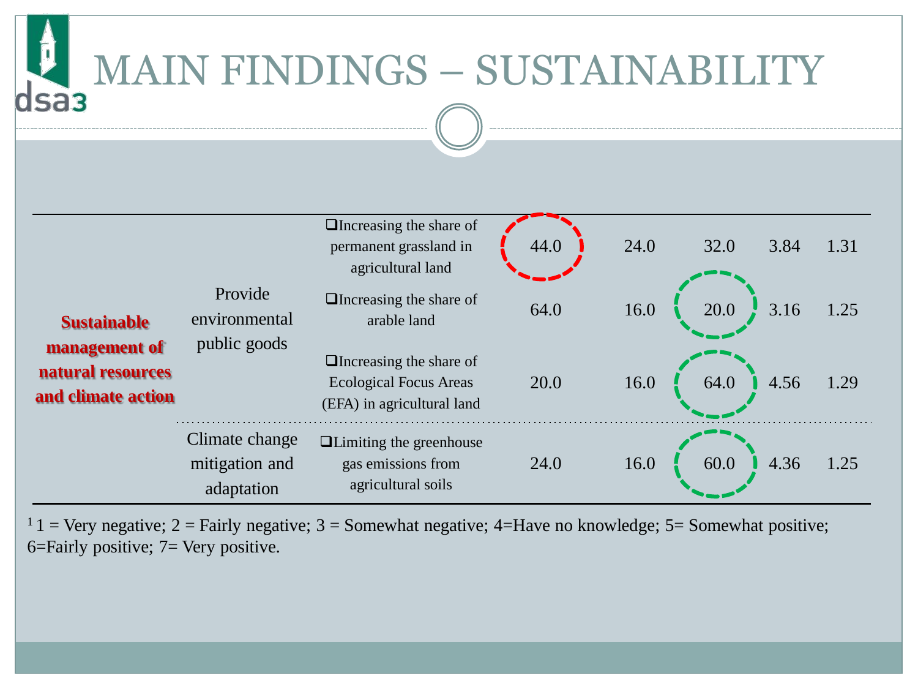# MAIN FINDINGS – SUSTAINABILITY

| | | | | | | | |
|---|---|---|---|---|---|---|---|
| **Sustainable management of natural resources and climate action** | Provide environmental public goods | ❑Increasing the share of permanent grassland in agricultural land | 44.0 | 24.0 | 32.0 | 3.84 | 1.31 |
| | | ❑Increasing the share of arable land | 64.0 | 16.0 | 20.0 | 3.16 | 1.25 |
| | | ❑Increasing the share of Ecological Focus Areas (EFA) in agricultural land | 20.0 | 16.0 | 64.0 | 4.56 | 1.29 |
| | Climate change mitigation and adaptation | ❑Limiting the greenhouse gas emissions from agricultural soils | 24.0 | 16.0 | 60.0 | 4.36 | 1.25 |

[1] 1 = Very negative; 2 = Fairly negative; 3 = Somewhat negative; 4=Have no knowledge; 5= Somewhat positive; 6=Fairly positive; 7= Very positive.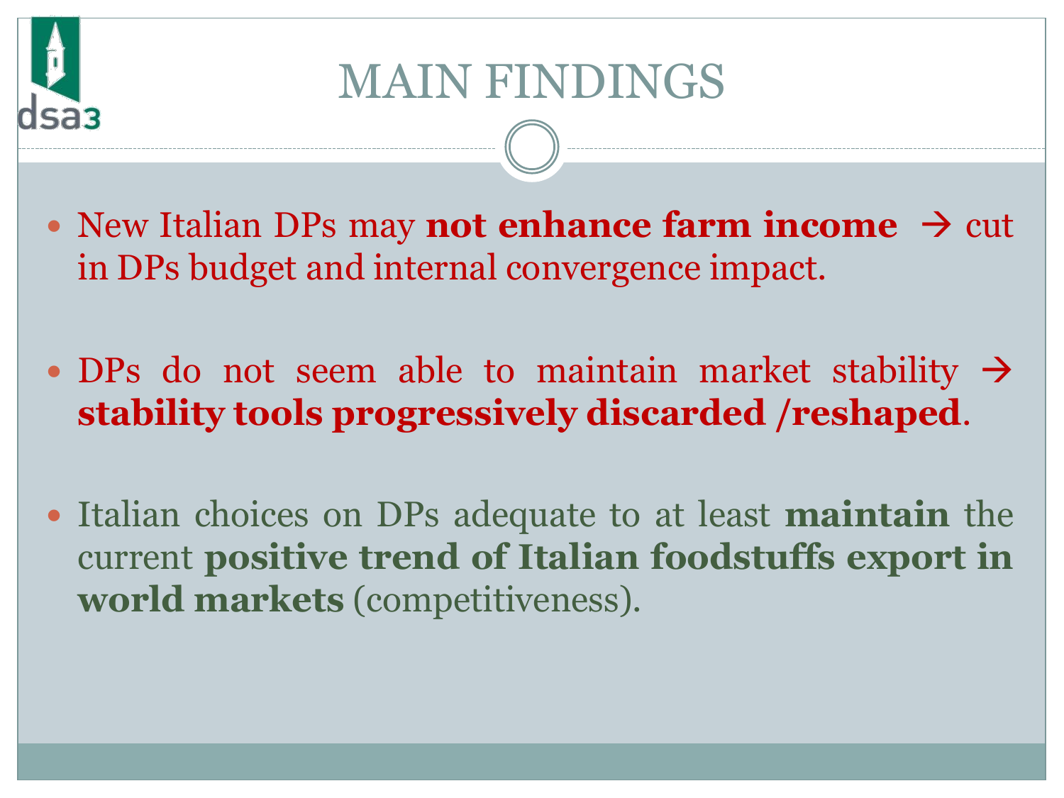# MAIN FINDINGS

- New Italian DPs may **not enhance farm income** → cut in DPs budget and internal convergence impact.
- DPs do not seem able to maintain market stability → **stability tools progressively discarded /reshaped**.
- Italian choices on DPs adequate to at least **maintain** the current **positive trend of Italian foodstuffs export in world markets** (competitiveness).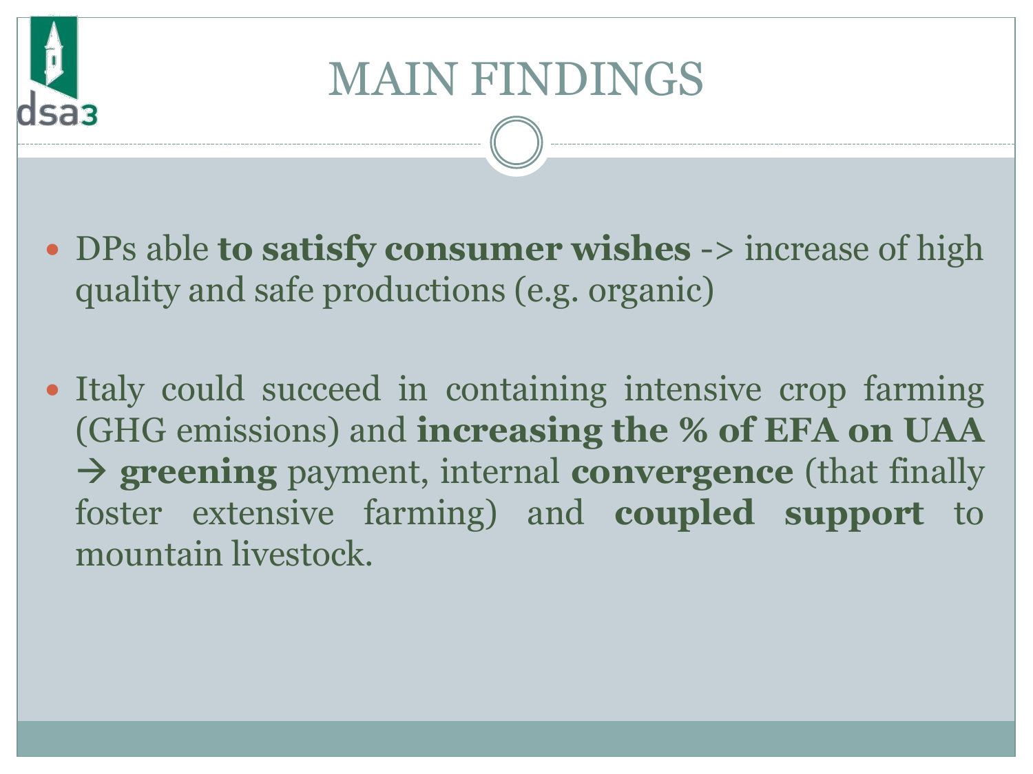# MAIN FINDINGS

- DPs able **to satisfy consumer wishes** -> increase of high quality and safe productions (e.g. organic)
- Italy could succeed in containing intensive crop farming (GHG emissions) and **increasing the % of EFA on UAA → greening** payment, internal **convergence** (that finally foster extensive farming) and **coupled support** to mountain livestock.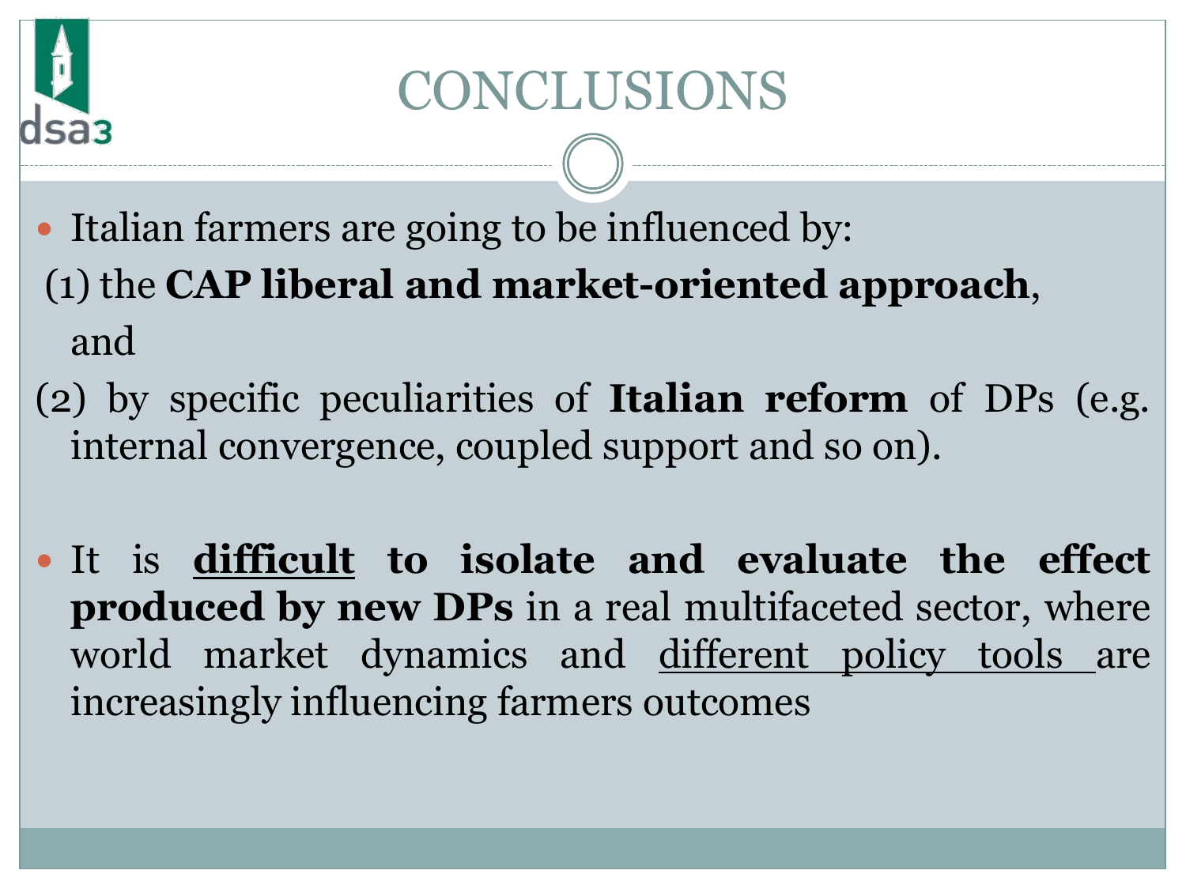# CONCLUSIONS

- Italian farmers are going to be influenced by:

  (1) the **CAP liberal and market-oriented approach**, and

  (2) by specific peculiarities of **Italian reform** of DPs (e.g. internal convergence, coupled support and so on).

- It is <u>**difficult**</u> **to isolate and evaluate the effect produced by new DPs** in a real multifaceted sector, where world market dynamics and <u>different policy tools</u> are increasingly influencing farmers outcomes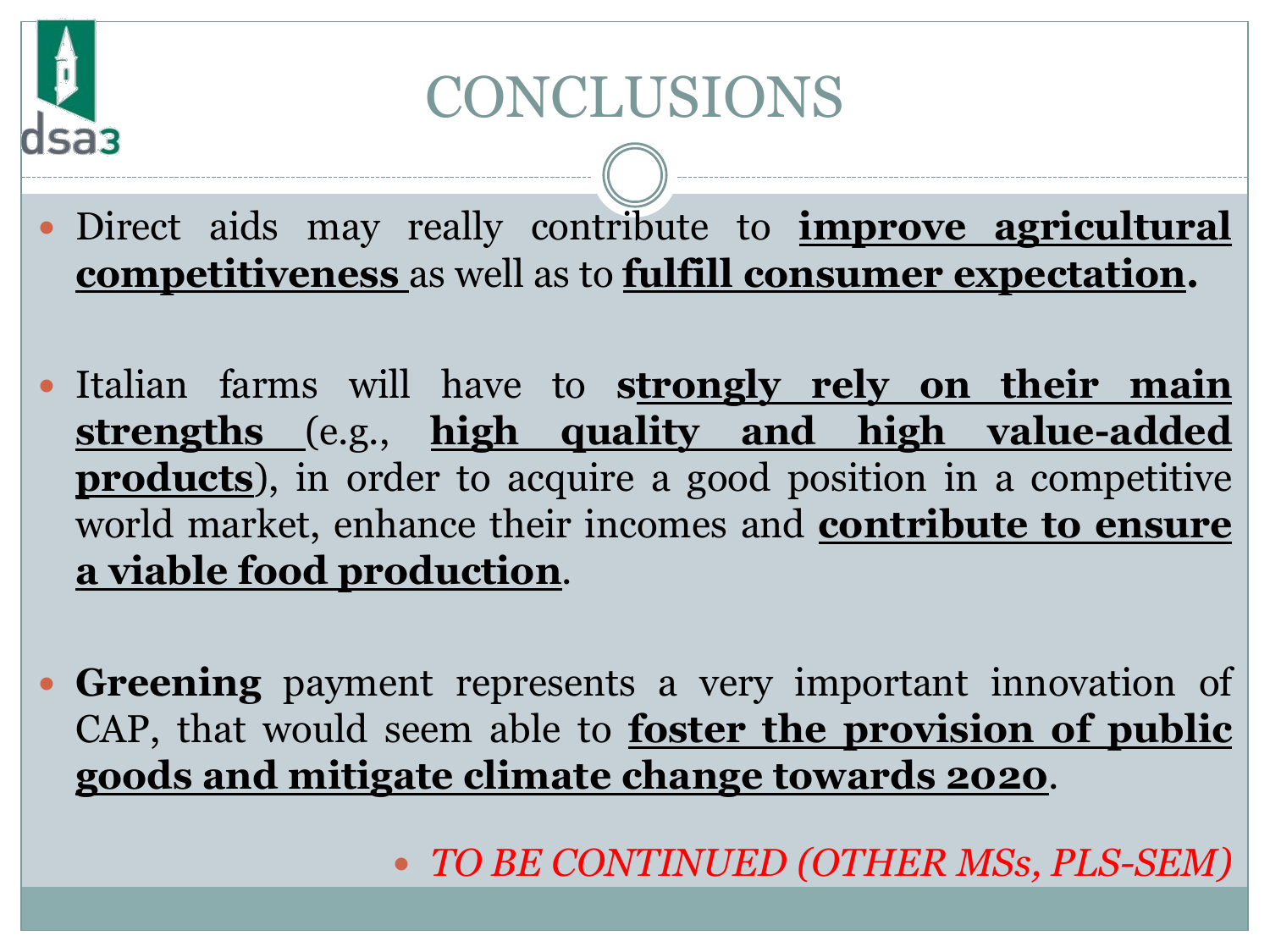# CONCLUSIONS

- Direct aids may really contribute to **improve agricultural competitiveness** as well as to **fulfill consumer expectation.**
- Italian farms will have to **strongly rely on their main strengths** (e.g., **high quality and high value-added products**), in order to acquire a good position in a competitive world market, enhance their incomes and **contribute to ensure a viable food production**.
- **Greening** payment represents a very important innovation of CAP, that would seem able to **foster the provision of public goods and mitigate climate change towards 2020**.
  - *TO BE CONTINUED (OTHER MSs, PLS-SEM)*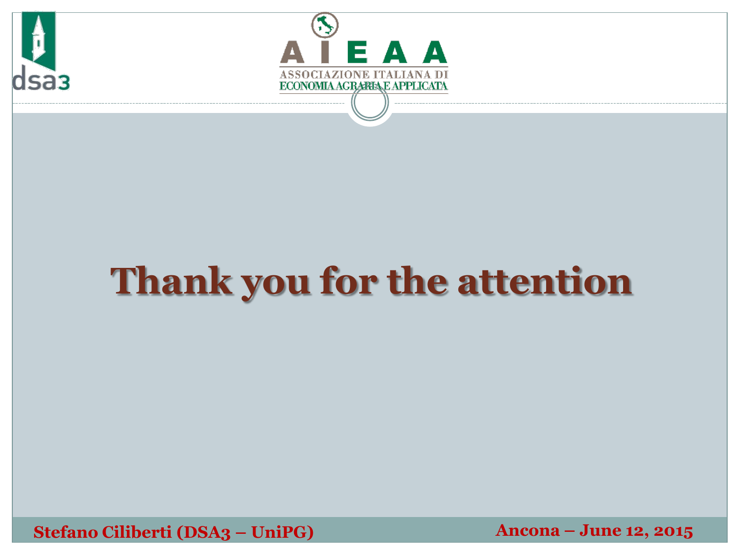# Thank you for the attention